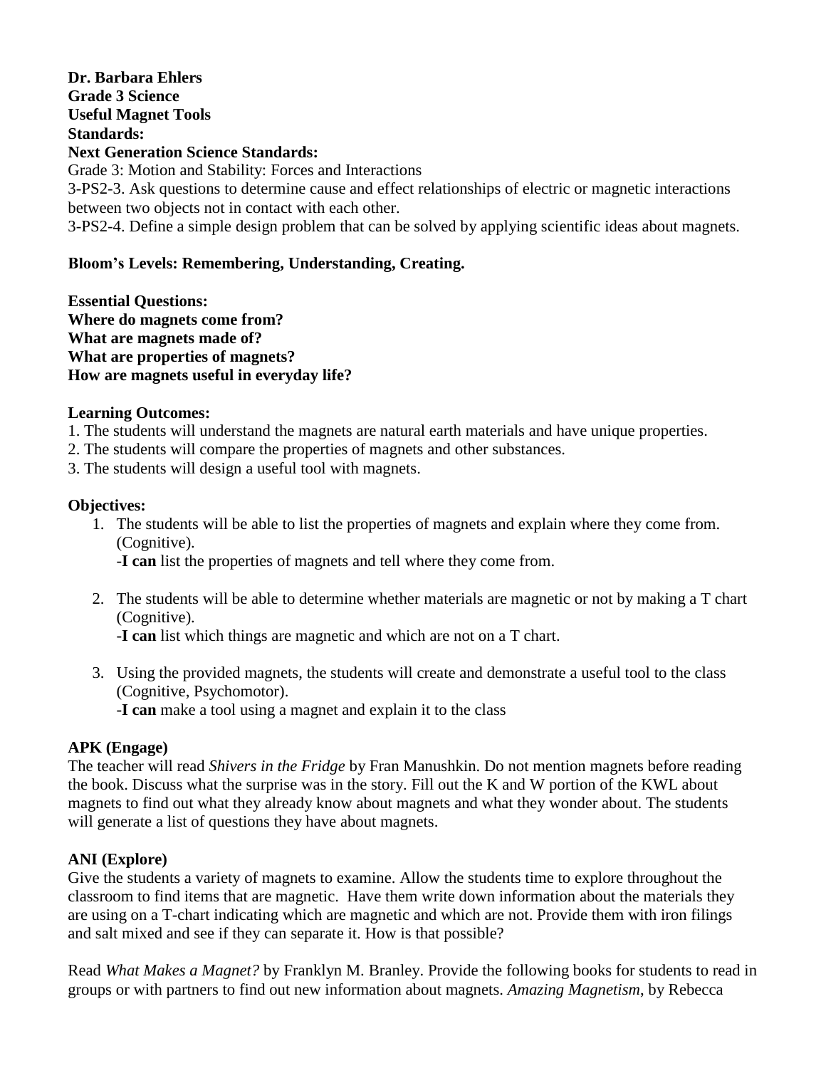**Dr. Barbara Ehlers**
**Grade 3 Science**
**Useful Magnet Tools**
**Standards:**
**Next Generation Science Standards:**

Grade 3: Motion and Stability: Forces and Interactions

3-PS2-3. Ask questions to determine cause and effect relationships of electric or magnetic interactions between two objects not in contact with each other.

3-PS2-4. Define a simple design problem that can be solved by applying scientific ideas about magnets.

**Bloom's Levels: Remembering, Understanding, Creating.**

**Essential Questions:**
**Where do magnets come from?**
**What are magnets made of?**
**What are properties of magnets?**
**How are magnets useful in everyday life?**

**Learning Outcomes:**

1. The students will understand the magnets are natural earth materials and have unique properties.
2. The students will compare the properties of magnets and other substances.
3. The students will design a useful tool with magnets.

**Objectives:**

1. The students will be able to list the properties of magnets and explain where they come from. (Cognitive).
   -**I can** list the properties of magnets and tell where they come from.

2. The students will be able to determine whether materials are magnetic or not by making a T chart (Cognitive).
   -**I can** list which things are magnetic and which are not on a T chart.

3. Using the provided magnets, the students will create and demonstrate a useful tool to the class (Cognitive, Psychomotor).
   -**I can** make a tool using a magnet and explain it to the class

**APK (Engage)**

The teacher will read *Shivers in the Fridge* by Fran Manushkin. Do not mention magnets before reading the book. Discuss what the surprise was in the story. Fill out the K and W portion of the KWL about magnets to find out what they already know about magnets and what they wonder about. The students will generate a list of questions they have about magnets.

**ANI (Explore)**

Give the students a variety of magnets to examine. Allow the students time to explore throughout the classroom to find items that are magnetic. Have them write down information about the materials they are using on a T-chart indicating which are magnetic and which are not. Provide them with iron filings and salt mixed and see if they can separate it. How is that possible?

Read *What Makes a Magnet?* by Franklyn M. Branley. Provide the following books for students to read in groups or with partners to find out new information about magnets. *Amazing Magnetism*, by Rebecca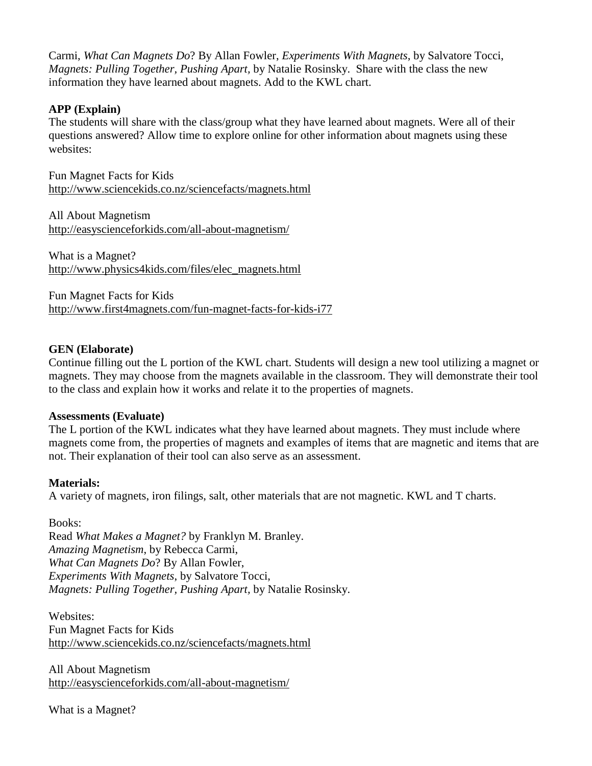Carmi, *What Can Magnets Do*? By Allan Fowler, *Experiments With Magnets*, by Salvatore Tocci, *Magnets: Pulling Together, Pushing Apart,* by Natalie Rosinsky. Share with the class the new information they have learned about magnets. Add to the KWL chart.

**APP (Explain)**

The students will share with the class/group what they have learned about magnets. Were all of their questions answered? Allow time to explore online for other information about magnets using these websites:

Fun Magnet Facts for Kids
http://www.sciencekids.co.nz/sciencefacts/magnets.html

All About Magnetism
http://easyscienceforkids.com/all-about-magnetism/

What is a Magnet?
http://www.physics4kids.com/files/elec_magnets.html

Fun Magnet Facts for Kids
http://www.first4magnets.com/fun-magnet-facts-for-kids-i77

**GEN (Elaborate)**

Continue filling out the L portion of the KWL chart. Students will design a new tool utilizing a magnet or magnets. They may choose from the magnets available in the classroom. They will demonstrate their tool to the class and explain how it works and relate it to the properties of magnets.

**Assessments (Evaluate)**

The L portion of the KWL indicates what they have learned about magnets. They must include where magnets come from, the properties of magnets and examples of items that are magnetic and items that are not. Their explanation of their tool can also serve as an assessment.

**Materials:**

A variety of magnets, iron filings, salt, other materials that are not magnetic. KWL and T charts.

Books:
Read *What Makes a Magnet?* by Franklyn M. Branley.
*Amazing Magnetism*, by Rebecca Carmi,
*What Can Magnets Do*? By Allan Fowler,
*Experiments With Magnets*, by Salvatore Tocci,
*Magnets: Pulling Together, Pushing Apart,* by Natalie Rosinsky.

Websites:
Fun Magnet Facts for Kids
http://www.sciencekids.co.nz/sciencefacts/magnets.html

All About Magnetism
http://easyscienceforkids.com/all-about-magnetism/

What is a Magnet?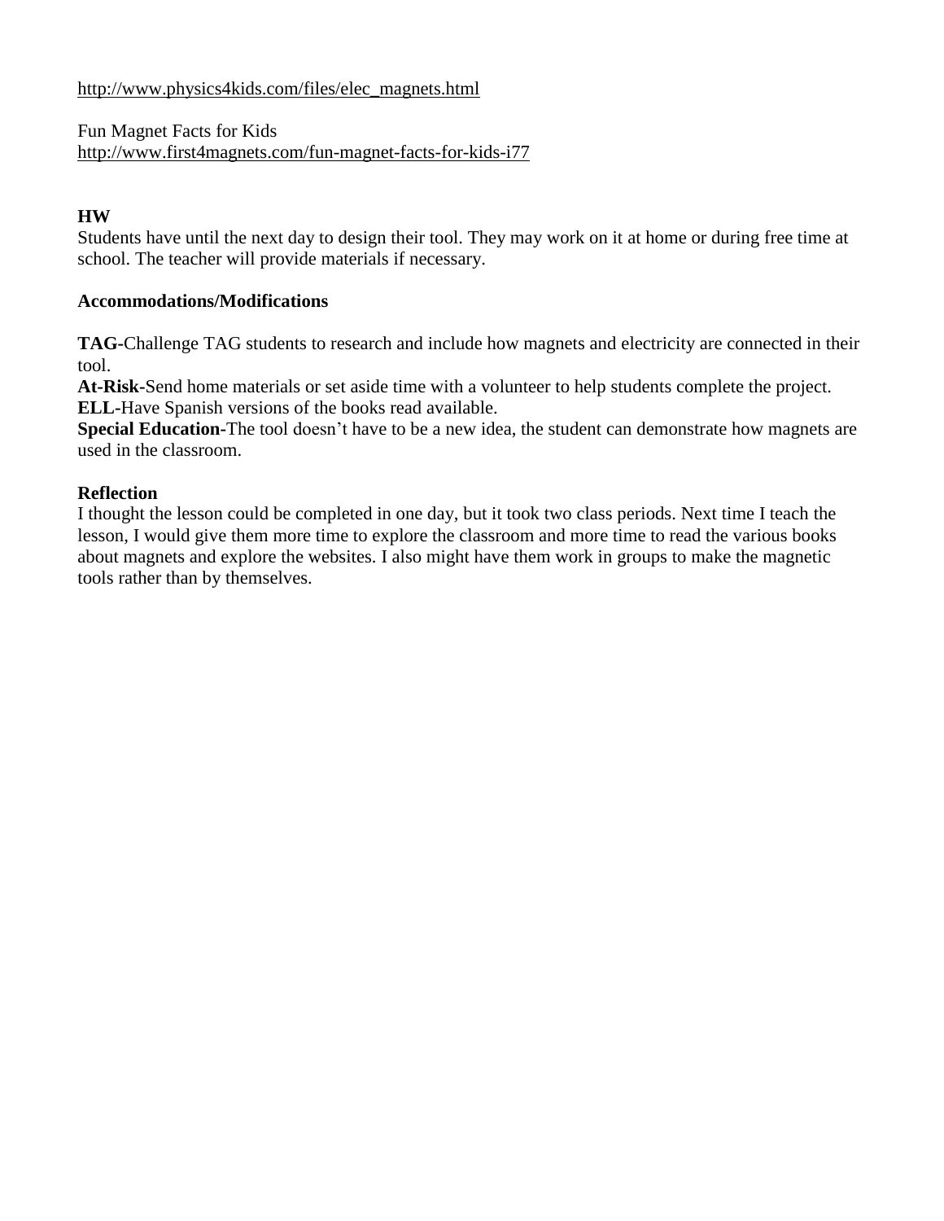http://www.physics4kids.com/files/elec_magnets.html

Fun Magnet Facts for Kids
http://www.first4magnets.com/fun-magnet-facts-for-kids-i77

**HW**

Students have until the next day to design their tool. They may work on it at home or during free time at school. The teacher will provide materials if necessary.

**Accommodations/Modifications**

**TAG-**Challenge TAG students to research and include how magnets and electricity are connected in their tool.
**At-Risk-**Send home materials or set aside time with a volunteer to help students complete the project.
**ELL-**Have Spanish versions of the books read available.
**Special Education-**The tool doesn't have to be a new idea, the student can demonstrate how magnets are used in the classroom.

**Reflection**

I thought the lesson could be completed in one day, but it took two class periods. Next time I teach the lesson, I would give them more time to explore the classroom and more time to read the various books about magnets and explore the websites. I also might have them work in groups to make the magnetic tools rather than by themselves.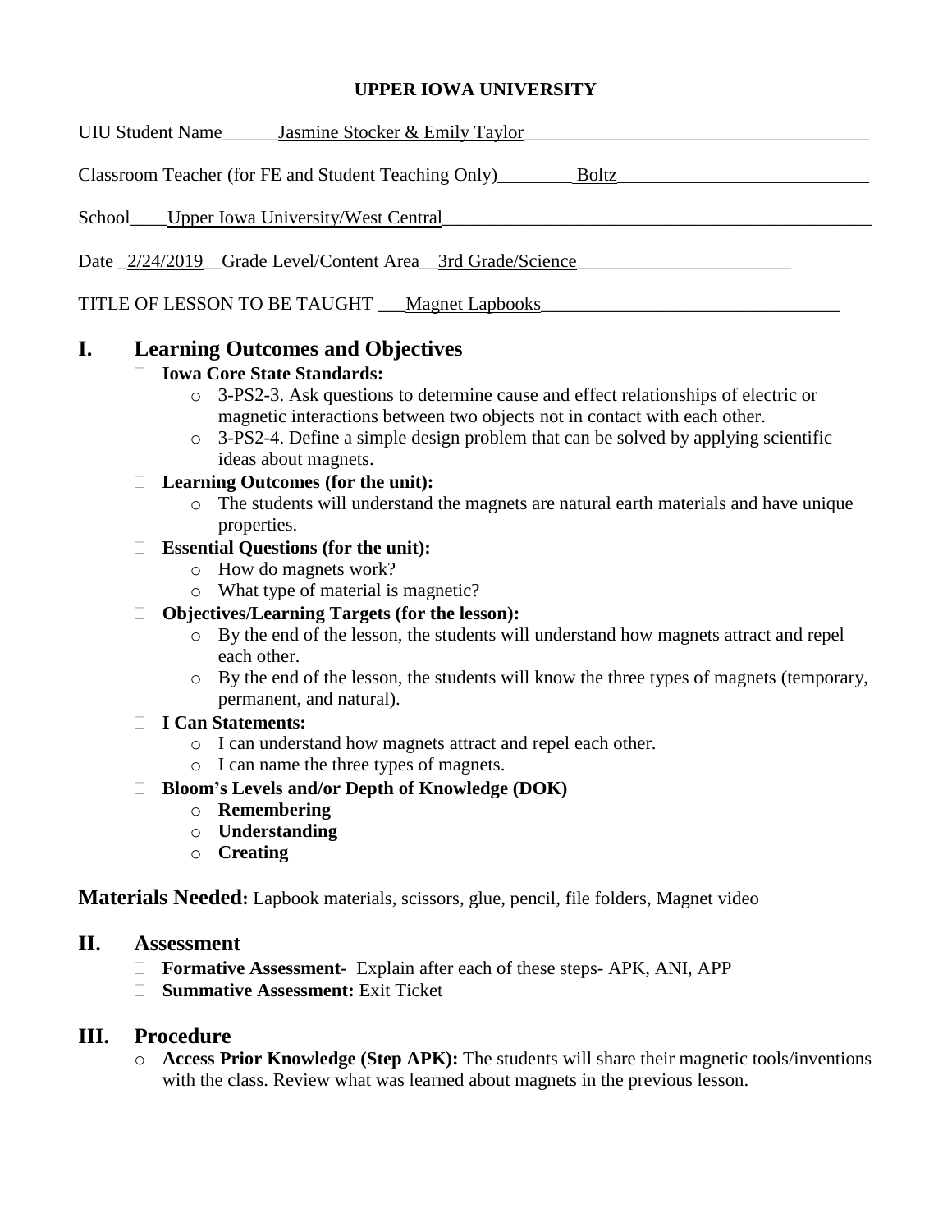**UPPER IOWA UNIVERSITY**

UIU Student Name______Jasmine Stocker & Emily Taylor_____________________________________

Classroom Teacher (for FE and Student Teaching Only)________Boltz___________________________

School____Upper Iowa University/West Central_______________________________________________

Date _2/24/2019__Grade Level/Content Area__3rd Grade/Science_______________________

TITLE OF LESSON TO BE TAUGHT ___Magnet Lapbooks________________________________

# I. Learning Outcomes and Objectives

- **Iowa Core State Standards:**
  - 3-PS2-3. Ask questions to determine cause and effect relationships of electric or magnetic interactions between two objects not in contact with each other.
  - 3-PS2-4. Define a simple design problem that can be solved by applying scientific ideas about magnets.
- **Learning Outcomes (for the unit):**
  - The students will understand the magnets are natural earth materials and have unique properties.
- **Essential Questions (for the unit):**
  - How do magnets work?
  - What type of material is magnetic?
- **Objectives/Learning Targets (for the lesson):**
  - By the end of the lesson, the students will understand how magnets attract and repel each other.
  - By the end of the lesson, the students will know the three types of magnets (temporary, permanent, and natural).
- **I Can Statements:**
  - I can understand how magnets attract and repel each other.
  - I can name the three types of magnets.
- **Bloom's Levels and/or Depth of Knowledge (DOK)**
  - **Remembering**
  - **Understanding**
  - **Creating**

**Materials Needed:** Lapbook materials, scissors, glue, pencil, file folders, Magnet video

# II. Assessment

- **Formative Assessment-** Explain after each of these steps- APK, ANI, APP
- **Summative Assessment:** Exit Ticket

# III. Procedure

- **Access Prior Knowledge (Step APK):** The students will share their magnetic tools/inventions with the class. Review what was learned about magnets in the previous lesson.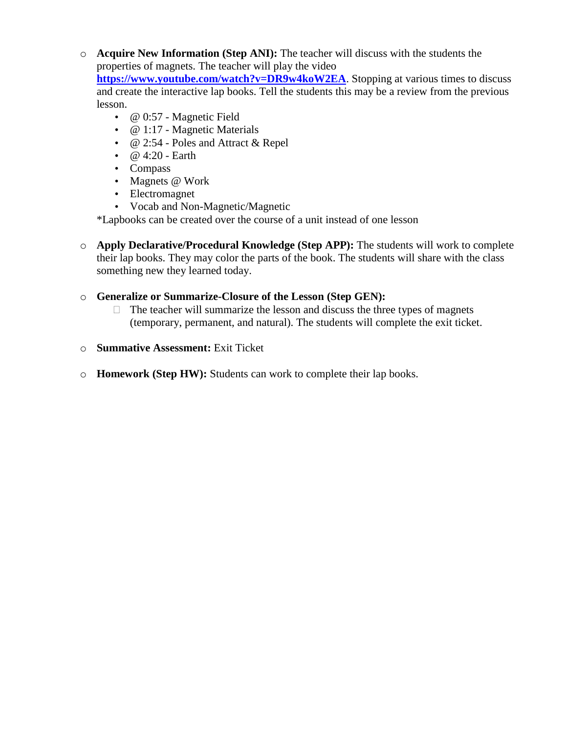- **Acquire New Information (Step ANI):** The teacher will discuss with the students the properties of magnets. The teacher will play the video **https://www.youtube.com/watch?v=DR9w4koW2EA**. Stopping at various times to discuss and create the interactive lap books. Tell the students this may be a review from the previous lesson.
    - @ 0:57 - Magnetic Field
    - @ 1:17 - Magnetic Materials
    - @ 2:54 - Poles and Attract & Repel
    - @ 4:20 - Earth
    - Compass
    - Magnets @ Work
    - Electromagnet
    - Vocab and Non-Magnetic/Magnetic

  *Lapbooks can be created over the course of a unit instead of one lesson

- **Apply Declarative/Procedural Knowledge (Step APP):** The students will work to complete their lap books. They may color the parts of the book. The students will share with the class something new they learned today.

- **Generalize or Summarize-Closure of the Lesson (Step GEN):**
    - The teacher will summarize the lesson and discuss the three types of magnets (temporary, permanent, and natural). The students will complete the exit ticket.

- **Summative Assessment:** Exit Ticket

- **Homework (Step HW):** Students can work to complete their lap books.